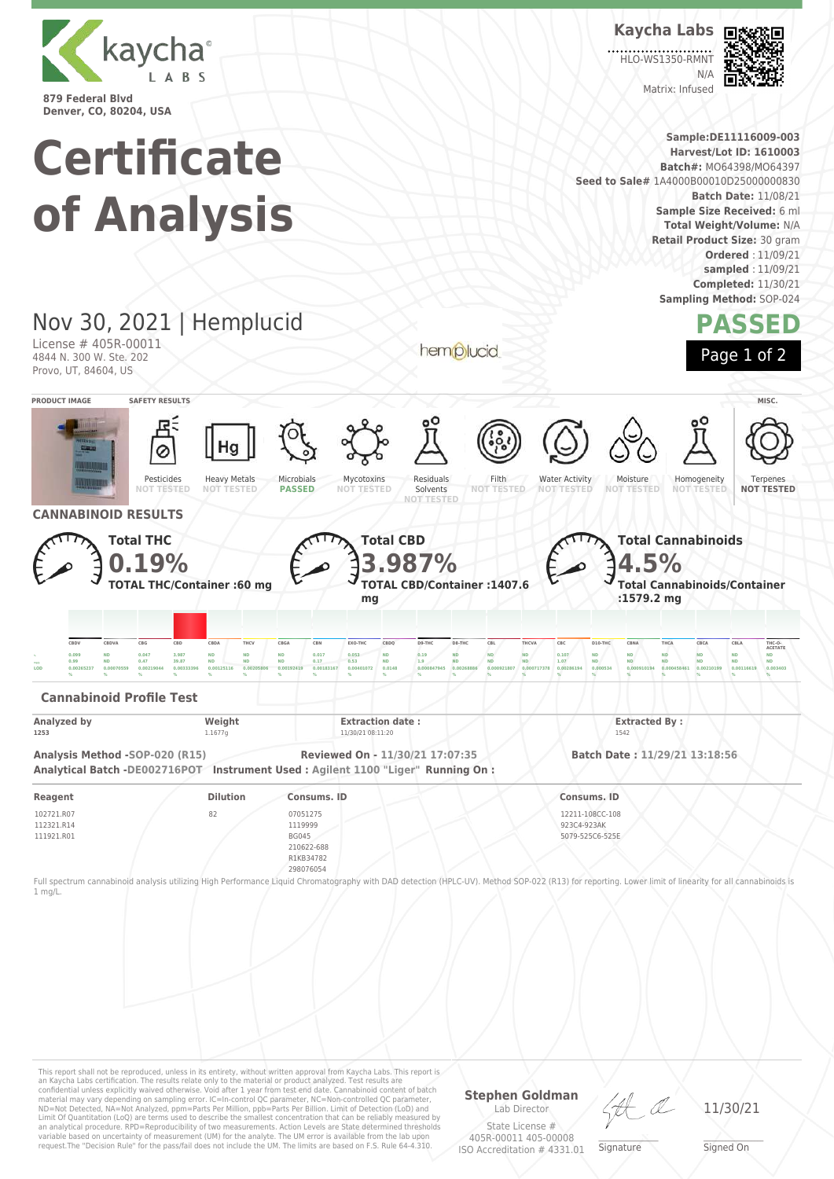kaycha LABS

879 Federal Blvd
Denver, CO, 80204, USA

**Kaycha Labs**

HLO-WS1350-RMNT
N/A
Matrix: Infused

# Certificate of Analysis

**Sample:**DE11116009-003
**Harvest/Lot ID:** 1610003
**Batch#:** MO64398/MO64397
**Seed to Sale#** 1A4000B00010D25000000830
**Batch Date:** 11/08/21
**Sample Size Received:** 6 ml
**Total Weight/Volume:** N/A
**Retail Product Size:** 30 gram
**Ordered** : 11/09/21
**sampled** : 11/09/21
**Completed:** 11/30/21
**Sampling Method:** SOP-024

## Nov 30, 2021 | Hemplucid

License # 405R-00011
4844 N. 300 W. Ste. 202
Provo, UT, 84604, US

hemplucid

**PASSED**

**PRODUCT IMAGE** | **SAFETY RESULTS** | **MISC.**

| Pesticides | Heavy Metals | Microbials | Mycotoxins | Residuals Solvents | Filth | Water Activity | Moisture | Homogeneity | Terpenes |
|---|---|---|---|---|---|---|---|---|---|
| NOT TESTED | NOT TESTED | PASSED | NOT TESTED | NOT TESTED | NOT TESTED | NOT TESTED | NOT TESTED | NOT TESTED | NOT TESTED |

## CANNABINOID RESULTS

**Total THC** 0.19% — **TOTAL THC/Container :60 mg**

**Total CBD** 3.987% — **TOTAL CBD/Container :1407.6 mg**

**Total Cannabinoids** 4.5% — **Total Cannabinoids/Container :1579.2 mg**

| | CBDV | CBDVA | CBG | CBD | CBDA | THCV | CBGA | CBN | EXO-THC | CBDQ | D9-THC | D8-THC | CBL | THCVA | CBC | D10-THC | CBNA | THCA | CBCA | CBLA | THC-O-ACETATE |
|---|---|---|---|---|---|---|---|---|---|---|---|---|---|---|---|---|---|---|---|---|---|
| % | 0.099 | ND | 0.047 | 3.987 | ND | ND | ND | 0.017 | 0.053 | ND | 0.19 | ND | ND | ND | 0.107 | ND | ND | ND | ND | ND | ND |
| mg/g | 0.99 | ND | 0.47 | 39.87 | ND | ND | ND | 0.17 | 0.53 | ND | 1.9 | ND | ND | ND | 1.07 | ND | ND | ND | ND | ND | ND |
| LOD | 0.00265237 % | 0.00070559 % | 0.00219044 % | 0.00233396 % | 0.00125116 % | 0.00205806 % | 0.00302419 % | 0.00183167 % | 0.00401072 % | 0.0148 % | 0.000847945 % | 0.00268886 % | 0.000921807 % | 0.000717378 % | 0.00186194 % | 0.000534 % | 0.000910194 % | 0.000458461 % | 0.00210199 % | 0.00116619 % | 0.003403 % |

### Cannabinoid Profile Test

| Analyzed by | Weight | Extraction date : | Extracted By : |
|---|---|---|---|
| 1253 | 1.1677g | 11/30/21 08:11:20 | 1542 |

**Analysis Method -SOP-020 (R15)** **Reviewed On - 11/30/21 17:07:35** **Batch Date : 11/29/21 13:18:56**
**Analytical Batch -DE002716POT** **Instrument Used : Agilent 1100 "Liger" Running On :**

| Reagent | Dilution | Consums. ID | Consums. ID |
|---|---|---|---|
| 102721.R07 | 82 | 07051275 | 12211-108CC-108 |
| 112321.R14 | | 1119999 | 923C4-923AK |
| 111921.R01 | | BG045 | 5079-525C6-525E |
| | | 210622-688 | |
| | | R1KB34782 | |
| | | 298076054 | |

Full spectrum cannabinoid analysis utilizing High Performance Liquid Chromatography with DAD detection (HPLC-UV). Method SOP-022 (R13) for reporting. Lower limit of linearity for all cannabinoids is 1 mg/L.

This report shall not be reproduced, unless in its entirety, without written approval from Kaycha Labs. This report is an Kaycha Labs certification. The results relate only to the material or product analyzed. Test results are confidential unless explicitly waived otherwise. Void after 1 year from test end date. Cannabinoid content of batch material may vary depending on sampling error. IC=In-control QC parameter, NC=Non-controlled QC parameter, ND=Not Detected, NA=Not Analyzed, ppm=Parts Per Million, ppb=Parts Per Billion. Limit of Detection (LoD) and Limit Of Quantitation (LoQ) are terms used to describe the smallest concentration that can be reliably measured by an analytical procedure. RPD=Reproducibility of two measurements. Action Levels are State determined thresholds variable based on uncertainty of measurement (UM) for the analyte. The UM error is available from the lab upon request.The "Decision Rule" for the pass/fail does not include the UM. The limits are based on F.S. Rule 64-4.310.

**Stephen Goldman**
Lab Director
State License # 405R-00011 405-00008
ISO Accreditation # 4331.01

Signature

11/30/21
Signed On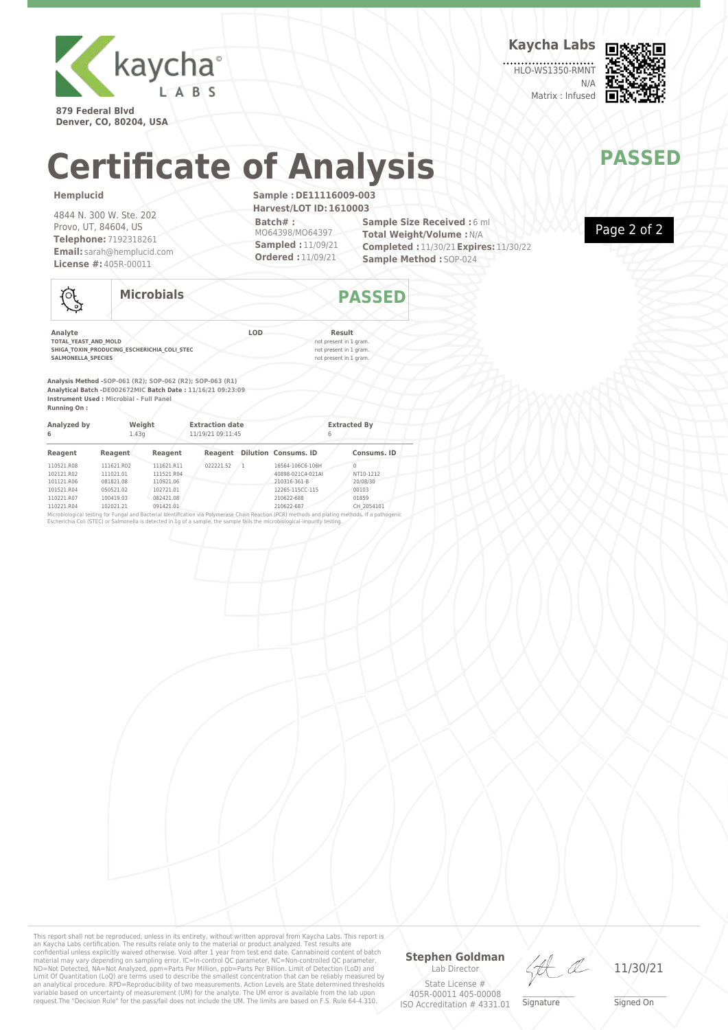kaycha LABS

879 Federal Blvd
Denver, CO, 80204, USA

**Kaycha Labs**

HLO-WS1350-RMNT
N/A
Matrix : Infused

# Certificate of Analysis

## PASSED

**Hemplucid**

4844 N. 300 W. Ste. 202
Provo, UT, 84604, US
**Telephone:** 7192318261
**Email:** sarah@hemplucid.com
**License #:** 405R-00011

**Sample : DE11116009-003**
**Harvest/LOT ID: 1610003**
**Batch# :** MO64398/MO64397
**Sampled :** 11/09/21
**Ordered :** 11/09/21

**Sample Size Received :** 6 ml
**Total Weight/Volume :** N/A
**Completed :** 11/30/21 **Expires:** 11/30/22
**Sample Method :** SOP-024

## Microbials — PASSED

| Analyte | LOD | Result |
|---|---|---|
| TOTAL_YEAST_AND_MOLD | | not present in 1 gram. |
| SHIGA_TOXIN_PRODUCING_ESCHERICHIA_COLI_STEC | | not present in 1 gram. |
| SALMONELLA_SPECIES | | not present in 1 gram. |

**Analysis Method -SOP-061 (R2); SOP-062 (R2); SOP-063 (R1)**
**Analytical Batch -DE002672MIC Batch Date : 11/16/21 09:23:09**
**Instrument Used : Microbial - Full Panel**
**Running On :**

| Analyzed by | Weight | Extraction date | Extracted By |
|---|---|---|---|
| 6 | 1.43g | 11/19/21 09:11:45 | 6 |

| Reagent | Reagent | Reagent | Reagent | Dilution | Consums. ID | Consums. ID |
|---|---|---|---|---|---|---|
| 110521.R08 | 111621.R02 | 111621.R11 | 022221.52 | 1 | 16564-106C6-106H | 0 |
| 102121.R02 | 111021.01 | 111521.R04 | | | 40898-021C4-021AI | NT10-1212 |
| 101121.R06 | 081821.08 | 110921.06 | | | 210316-361-B | 20/08/30 |
| 101521.R04 | 050521.02 | 102721.01 | | | 12265-115CC-115 | 00103 |
| 110221.R07 | 100419.03 | 082421.08 | | | 210622-688 | 01859 |
| 110221.R04 | 102021.21 | 091421.01 | | | 210622-687 | CH_2054101 |

Microbiological testing for Fungal and Bacterial Identification via Polymerase Chain Reaction (PCR) methods and plating methods. If a pathogenic Escherichia Coli (STEC) or Salmonella is detected in 1g of a sample, the sample fails the microbiological-impurity testing.

This report shall not be reproduced, unless in its entirety, without written approval from Kaycha Labs. This report is an Kaycha Labs certification. The results relate only to the material or product analyzed. Test results are confidential unless explicitly waived otherwise. Void after 1 year from test end date. Cannabinoid content of batch material may vary depending on sampling error. IC=In-control QC parameter, NC=Non-controlled QC parameter, ND=Not Detected, NA=Not Analyzed, ppm=Parts Per Million, ppb=Parts Per Billion. Limit of Detection (LoD) and Limit Of Quantitation (LoQ) are terms used to describe the smallest concentration that can be reliably measured by an analytical procedure. RPD=Reproducibility of two measurements. Action Levels are State determined thresholds variable based on uncertainty of measurement (UM) for the analyte. The UM error is available from the lab upon request.The "Decision Rule" for the pass/fail does not include the UM. The limits are based on F.S. Rule 64-4.310.

**Stephen Goldman**
Lab Director
State License #
405R-00011 405-00008
ISO Accreditation # 4331.01

Signature

11/30/21
Signed On